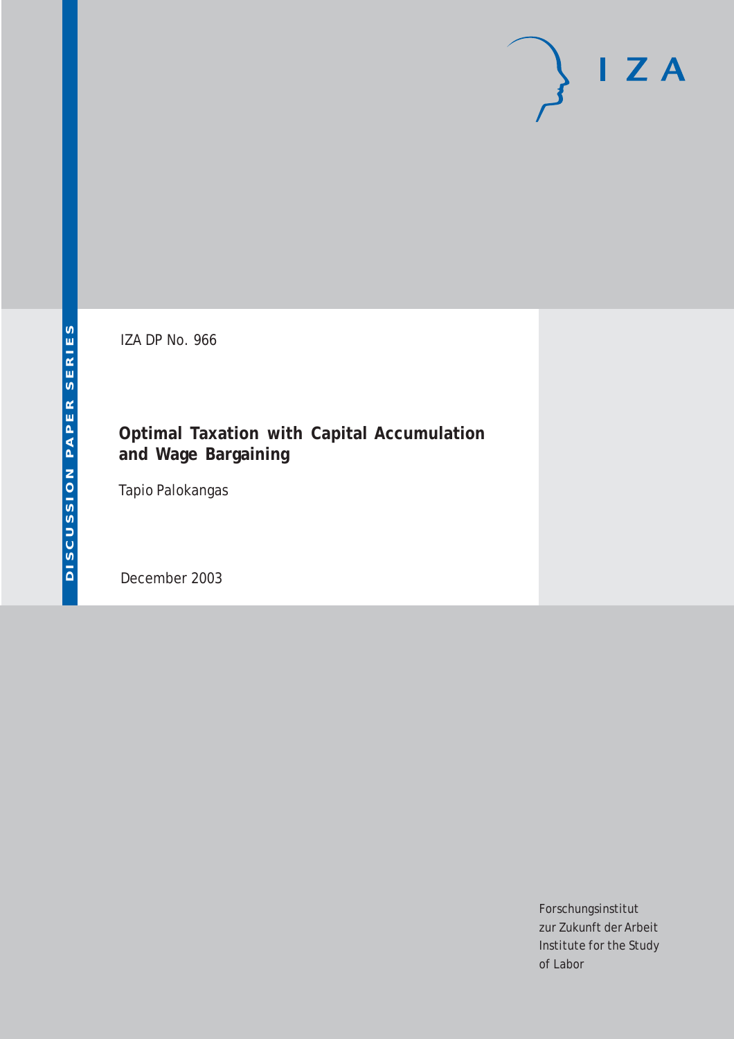IZA DP No. 966

# Optimal Taxation with Capital Accumulation and Wage Bargaining

Tapio Palokangas

December 2003

Forschungsinstitut
zur Zukunft der Arbeit
Institute for the Study
of Labor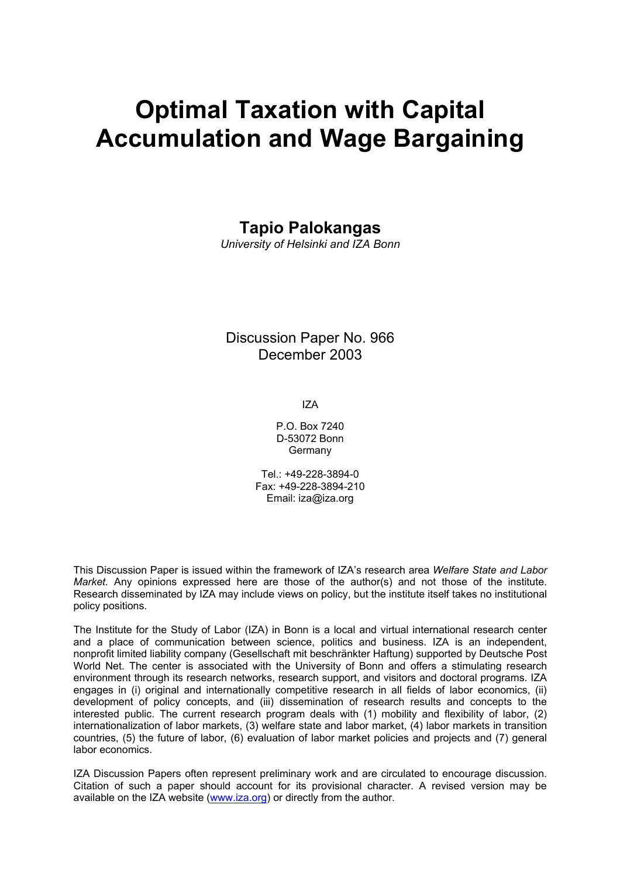# Optimal Taxation with Capital Accumulation and Wage Bargaining

## Tapio Palokangas

*University of Helsinki and IZA Bonn*

Discussion Paper No. 966
December 2003

IZA

P.O. Box 7240
D-53072 Bonn
Germany

Tel.: +49-228-3894-0
Fax: +49-228-3894-210
Email: iza@iza.org

This Discussion Paper is issued within the framework of IZA's research area *Welfare State and Labor Market.* Any opinions expressed here are those of the author(s) and not those of the institute. Research disseminated by IZA may include views on policy, but the institute itself takes no institutional policy positions.

The Institute for the Study of Labor (IZA) in Bonn is a local and virtual international research center and a place of communication between science, politics and business. IZA is an independent, nonprofit limited liability company (Gesellschaft mit beschränkter Haftung) supported by Deutsche Post World Net. The center is associated with the University of Bonn and offers a stimulating research environment through its research networks, research support, and visitors and doctoral programs. IZA engages in (i) original and internationally competitive research in all fields of labor economics, (ii) development of policy concepts, and (iii) dissemination of research results and concepts to the interested public. The current research program deals with (1) mobility and flexibility of labor, (2) internationalization of labor markets, (3) welfare state and labor market, (4) labor markets in transition countries, (5) the future of labor, (6) evaluation of labor market policies and projects and (7) general labor economics.

IZA Discussion Papers often represent preliminary work and are circulated to encourage discussion. Citation of such a paper should account for its provisional character. A revised version may be available on the IZA website (www.iza.org) or directly from the author.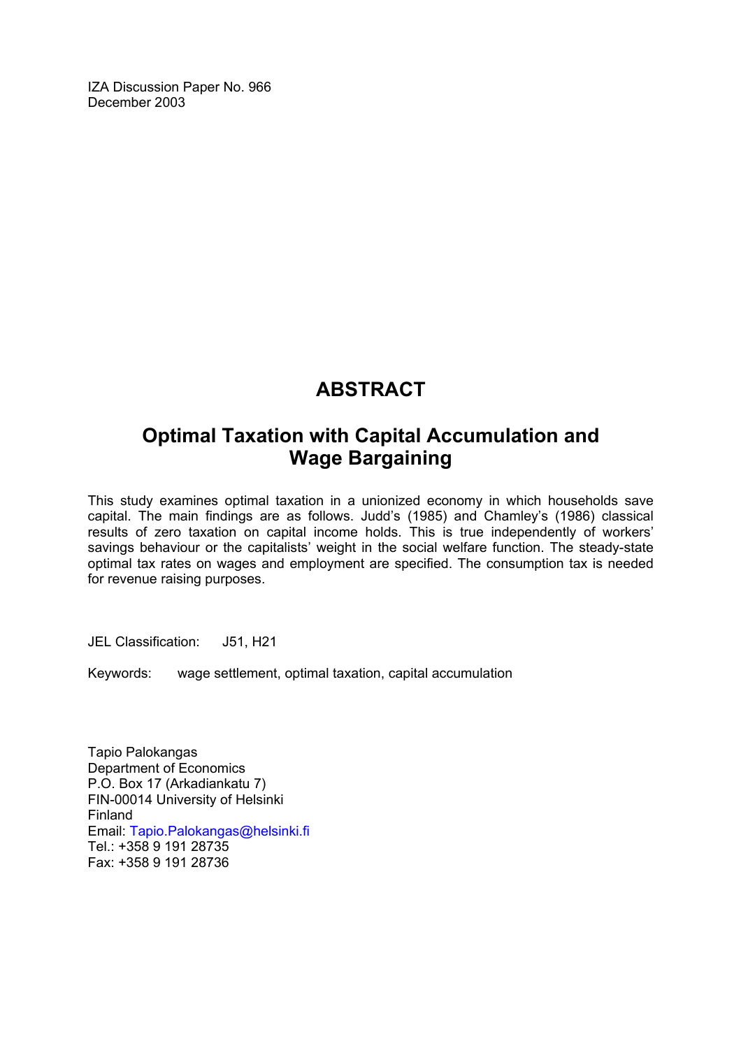IZA Discussion Paper No. 966
December 2003

# ABSTRACT

## Optimal Taxation with Capital Accumulation and Wage Bargaining

This study examines optimal taxation in a unionized economy in which households save capital. The main findings are as follows. Judd's (1985) and Chamley's (1986) classical results of zero taxation on capital income holds. This is true independently of workers' savings behaviour or the capitalists' weight in the social welfare function. The steady-state optimal tax rates on wages and employment are specified. The consumption tax is needed for revenue raising purposes.

JEL Classification: J51, H21

Keywords: wage settlement, optimal taxation, capital accumulation

Tapio Palokangas
Department of Economics
P.O. Box 17 (Arkadiankatu 7)
FIN-00014 University of Helsinki
Finland
Email: Tapio.Palokangas@helsinki.fi
Tel.: +358 9 191 28735
Fax: +358 9 191 28736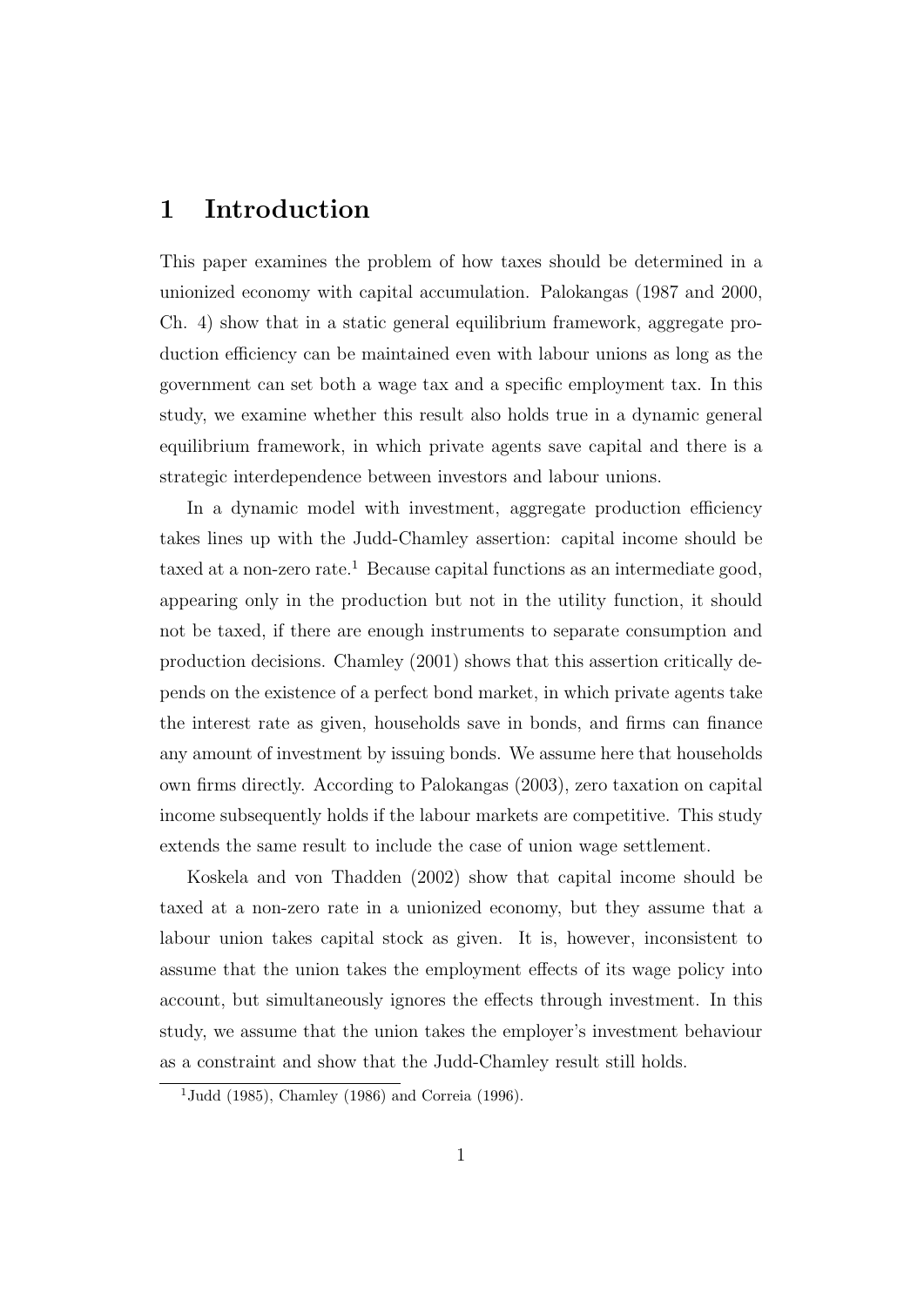# 1 Introduction

This paper examines the problem of how taxes should be determined in a unionized economy with capital accumulation. Palokangas (1987 and 2000, Ch. 4) show that in a static general equilibrium framework, aggregate production efficiency can be maintained even with labour unions as long as the government can set both a wage tax and a specific employment tax. In this study, we examine whether this result also holds true in a dynamic general equilibrium framework, in which private agents save capital and there is a strategic interdependence between investors and labour unions.

In a dynamic model with investment, aggregate production efficiency takes lines up with the Judd-Chamley assertion: capital income should be taxed at a non-zero rate.[1] Because capital functions as an intermediate good, appearing only in the production but not in the utility function, it should not be taxed, if there are enough instruments to separate consumption and production decisions. Chamley (2001) shows that this assertion critically depends on the existence of a perfect bond market, in which private agents take the interest rate as given, households save in bonds, and firms can finance any amount of investment by issuing bonds. We assume here that households own firms directly. According to Palokangas (2003), zero taxation on capital income subsequently holds if the labour markets are competitive. This study extends the same result to include the case of union wage settlement.

Koskela and von Thadden (2002) show that capital income should be taxed at a non-zero rate in a unionized economy, but they assume that a labour union takes capital stock as given. It is, however, inconsistent to assume that the union takes the employment effects of its wage policy into account, but simultaneously ignores the effects through investment. In this study, we assume that the union takes the employer's investment behaviour as a constraint and show that the Judd-Chamley result still holds.

[1] Judd (1985), Chamley (1986) and Correia (1996).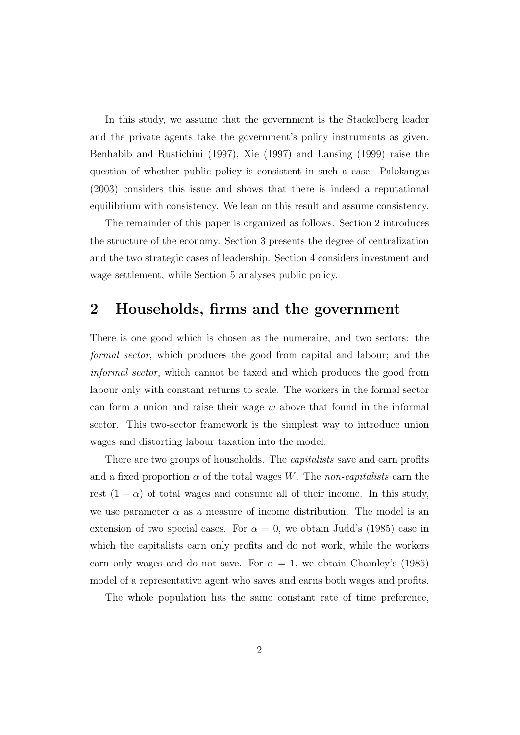In this study, we assume that the government is the Stackelberg leader and the private agents take the government's policy instruments as given. Benhabib and Rustichini (1997), Xie (1997) and Lansing (1999) raise the question of whether public policy is consistent in such a case. Palokangas (2003) considers this issue and shows that there is indeed a reputational equilibrium with consistency. We lean on this result and assume consistency.

The remainder of this paper is organized as follows. Section 2 introduces the structure of the economy. Section 3 presents the degree of centralization and the two strategic cases of leadership. Section 4 considers investment and wage settlement, while Section 5 analyses public policy.

## 2 Households, firms and the government

There is one good which is chosen as the numeraire, and two sectors: the *formal sector*, which produces the good from capital and labour; and the *informal sector*, which cannot be taxed and which produces the good from labour only with constant returns to scale. The workers in the formal sector can form a union and raise their wage $w$ above that found in the informal sector. This two-sector framework is the simplest way to introduce union wages and distorting labour taxation into the model.

There are two groups of households. The *capitalists* save and earn profits and a fixed proportion $\alpha$ of the total wages $W$. The *non-capitalists* earn the rest $(1 - \alpha)$ of total wages and consume all of their income. In this study, we use parameter $\alpha$ as a measure of income distribution. The model is an extension of two special cases. For $\alpha = 0$, we obtain Judd's (1985) case in which the capitalists earn only profits and do not work, while the workers earn only wages and do not save. For $\alpha = 1$, we obtain Chamley's (1986) model of a representative agent who saves and earns both wages and profits.

The whole population has the same constant rate of time preference,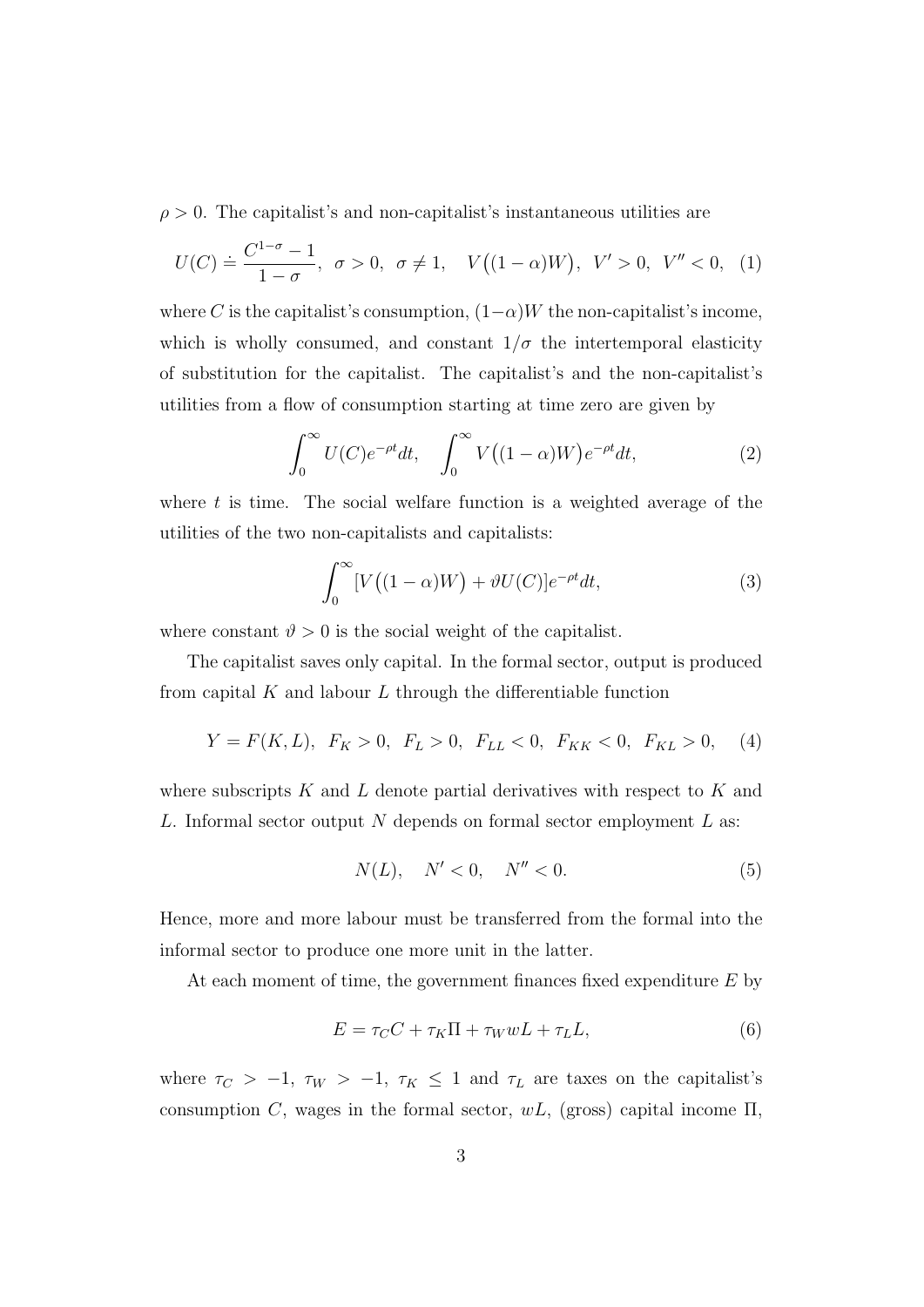$\rho > 0$. The capitalist's and non-capitalist's instantaneous utilities are

$$U(C) \doteq \frac{C^{1-\sigma} - 1}{1-\sigma}, \ \ \sigma > 0, \ \ \sigma \neq 1, \quad V\big((1-\alpha)W\big), \ \ V' > 0, \ \ V'' < 0, \quad (1)$$

where $C$ is the capitalist's consumption, $(1-\alpha)W$ the non-capitalist's income, which is wholly consumed, and constant $1/\sigma$ the intertemporal elasticity of substitution for the capitalist. The capitalist's and the non-capitalist's utilities from a flow of consumption starting at time zero are given by

$$\int_0^\infty U(C)e^{-\rho t}dt, \quad \int_0^\infty V\big((1-\alpha)W\big)e^{-\rho t}dt, \quad (2)$$

where $t$ is time. The social welfare function is a weighted average of the utilities of the two non-capitalists and capitalists:

$$\int_0^\infty [V\big((1-\alpha)W\big) + \vartheta U(C)]e^{-\rho t}dt, \quad (3)$$

where constant $\vartheta > 0$ is the social weight of the capitalist.

The capitalist saves only capital. In the formal sector, output is produced from capital $K$ and labour $L$ through the differentiable function

$$Y = F(K, L), \ \ F_K > 0, \ \ F_L > 0, \ \ F_{LL} < 0, \ \ F_{KK} < 0, \ \ F_{KL} > 0, \quad (4)$$

where subscripts $K$ and $L$ denote partial derivatives with respect to $K$ and $L$. Informal sector output $N$ depends on formal sector employment $L$ as:

$$N(L), \quad N' < 0, \quad N'' < 0. \quad (5)$$

Hence, more and more labour must be transferred from the formal into the informal sector to produce one more unit in the latter.

At each moment of time, the government finances fixed expenditure $E$ by

$$E = \tau_C C + \tau_K \Pi + \tau_W wL + \tau_L L, \quad (6)$$

where $\tau_C > -1$, $\tau_W > -1$, $\tau_K \leq 1$ and $\tau_L$ are taxes on the capitalist's consumption $C$, wages in the formal sector, $wL$, (gross) capital income $\Pi$,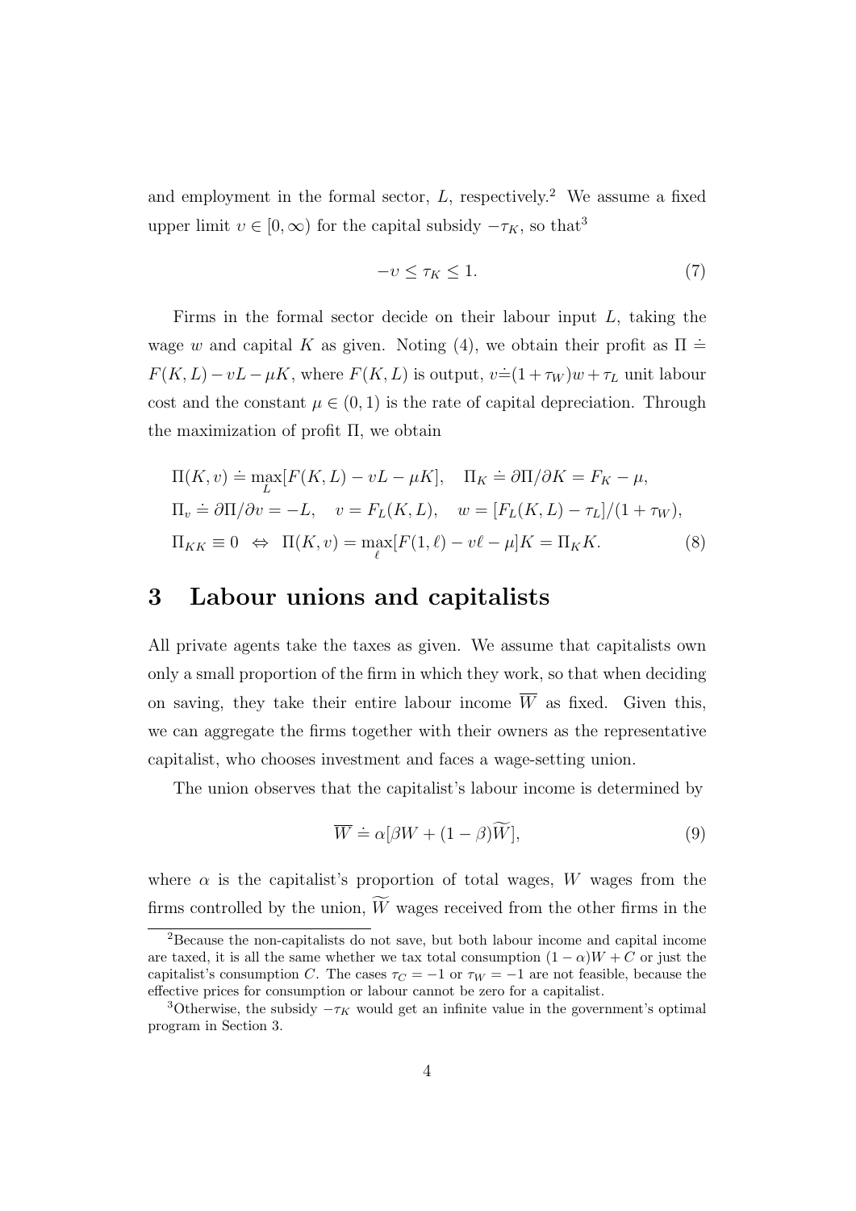and employment in the formal sector, $L$, respectively.[2] We assume a fixed upper limit $\upsilon \in [0, \infty)$ for the capital subsidy $-\tau_K$, so that[3]

$$-\upsilon \leq \tau_K \leq 1. \tag{7}$$

Firms in the formal sector decide on their labour input $L$, taking the wage $w$ and capital $K$ as given. Noting (4), we obtain their profit as $\Pi \doteq F(K, L) - vL - \mu K$, where $F(K, L)$ is output, $v \doteq (1 + \tau_W)w + \tau_L$ unit labour cost and the constant $\mu \in (0, 1)$ is the rate of capital depreciation. Through the maximization of profit $\Pi$, we obtain

$$\begin{aligned}
&\Pi(K, v) \doteq \max_L [F(K, L) - vL - \mu K], \quad \Pi_K \doteq \partial \Pi / \partial K = F_K - \mu, \\
&\Pi_v \doteq \partial \Pi / \partial v = -L, \quad v = F_L(K, L), \quad w = [F_L(K, L) - \tau_L]/(1 + \tau_W), \\
&\Pi_{KK} \equiv 0 \;\; \Leftrightarrow \;\; \Pi(K, v) = \max_\ell [F(1, \ell) - v\ell - \mu]K = \Pi_K K.
\end{aligned} \tag{8}$$

# 3 Labour unions and capitalists

All private agents take the taxes as given. We assume that capitalists own only a small proportion of the firm in which they work, so that when deciding on saving, they take their entire labour income $\overline{W}$ as fixed. Given this, we can aggregate the firms together with their owners as the representative capitalist, who chooses investment and faces a wage-setting union.

The union observes that the capitalist's labour income is determined by

$$\overline{W} \doteq \alpha[\beta W + (1 - \beta)\widetilde{W}], \tag{9}$$

where $\alpha$ is the capitalist's proportion of total wages, $W$ wages from the firms controlled by the union, $\widetilde{W}$ wages received from the other firms in the

[2] Because the non-capitalists do not save, but both labour income and capital income are taxed, it is all the same whether we tax total consumption $(1 - \alpha)W + C$ or just the capitalist's consumption $C$. The cases $\tau_C = -1$ or $\tau_W = -1$ are not feasible, because the effective prices for consumption or labour cannot be zero for a capitalist.

[3] Otherwise, the subsidy $-\tau_K$ would get an infinite value in the government's optimal program in Section 3.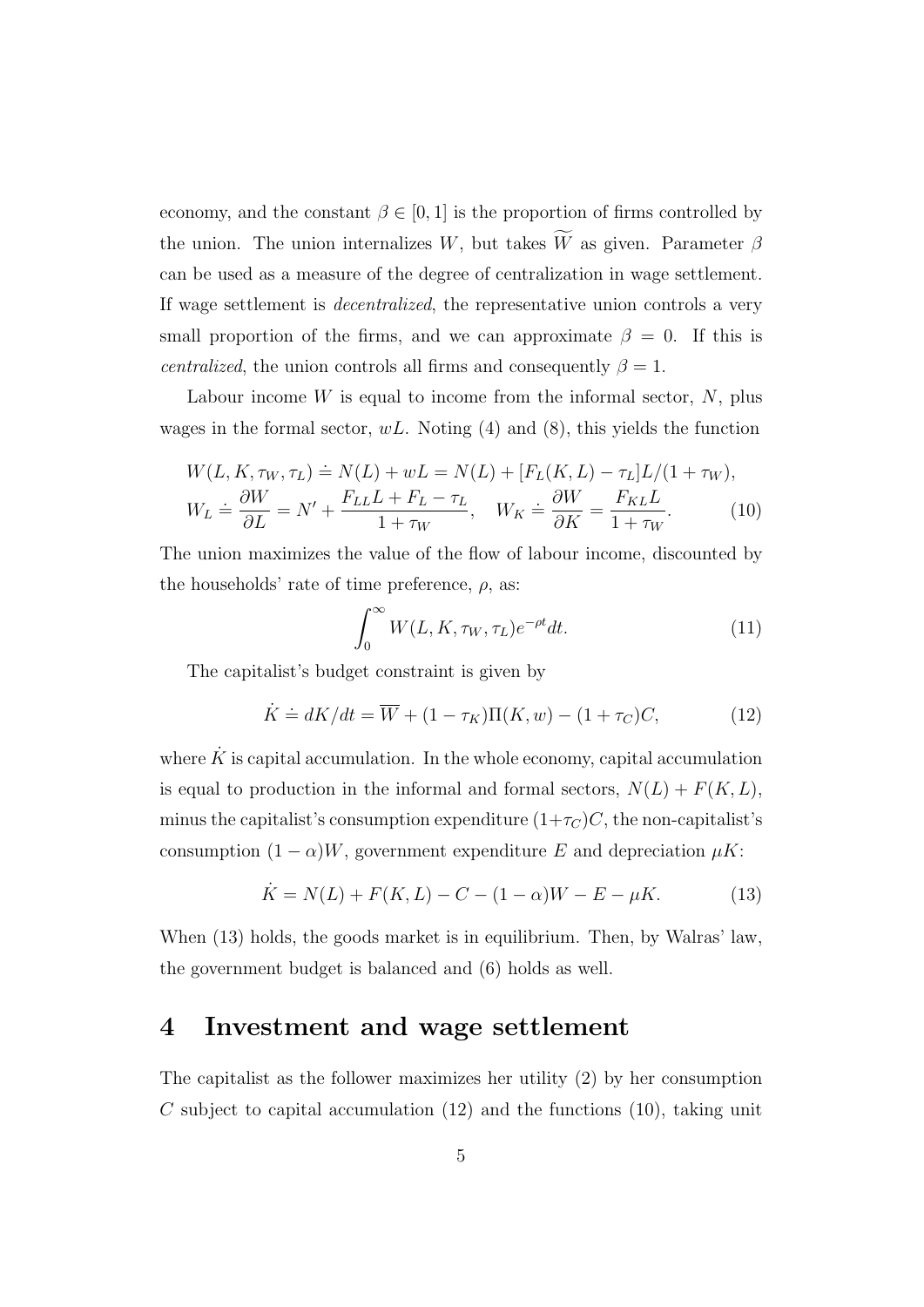economy, and the constant $\beta \in [0,1]$ is the proportion of firms controlled by the union. The union internalizes $W$, but takes $\widetilde{W}$ as given. Parameter $\beta$ can be used as a measure of the degree of centralization in wage settlement. If wage settlement is *decentralized*, the representative union controls a very small proportion of the firms, and we can approximate $\beta = 0$. If this is *centralized*, the union controls all firms and consequently $\beta = 1$.

Labour income $W$ is equal to income from the informal sector, $N$, plus wages in the formal sector, $wL$. Noting (4) and (8), this yields the function

$$
\begin{aligned}
&W(L, K, \tau_W, \tau_L) \doteq N(L) + wL = N(L) + [F_L(K, L) - \tau_L]L/(1 + \tau_W), \\
&W_L \doteq \frac{\partial W}{\partial L} = N' + \frac{F_{LL}L + F_L - \tau_L}{1 + \tau_W}, \quad W_K \doteq \frac{\partial W}{\partial K} = \frac{F_{KL}L}{1 + \tau_W}.
\end{aligned} \tag{10}
$$

The union maximizes the value of the flow of labour income, discounted by the households' rate of time preference, $\rho$, as:

$$
\int_0^\infty W(L, K, \tau_W, \tau_L) e^{-\rho t} dt. \tag{11}
$$

The capitalist's budget constraint is given by

$$
\dot{K} \doteq dK/dt = \overline{W} + (1 - \tau_K)\Pi(K, w) - (1 + \tau_C)C, \tag{12}
$$

where $\dot{K}$ is capital accumulation. In the whole economy, capital accumulation is equal to production in the informal and formal sectors, $N(L) + F(K, L)$, minus the capitalist's consumption expenditure $(1+\tau_C)C$, the non-capitalist's consumption $(1 - \alpha)W$, government expenditure $E$ and depreciation $\mu K$:

$$
\dot{K} = N(L) + F(K, L) - C - (1 - \alpha)W - E - \mu K. \tag{13}
$$

When (13) holds, the goods market is in equilibrium. Then, by Walras' law, the government budget is balanced and (6) holds as well.

## 4 Investment and wage settlement

The capitalist as the follower maximizes her utility (2) by her consumption $C$ subject to capital accumulation (12) and the functions (10), taking unit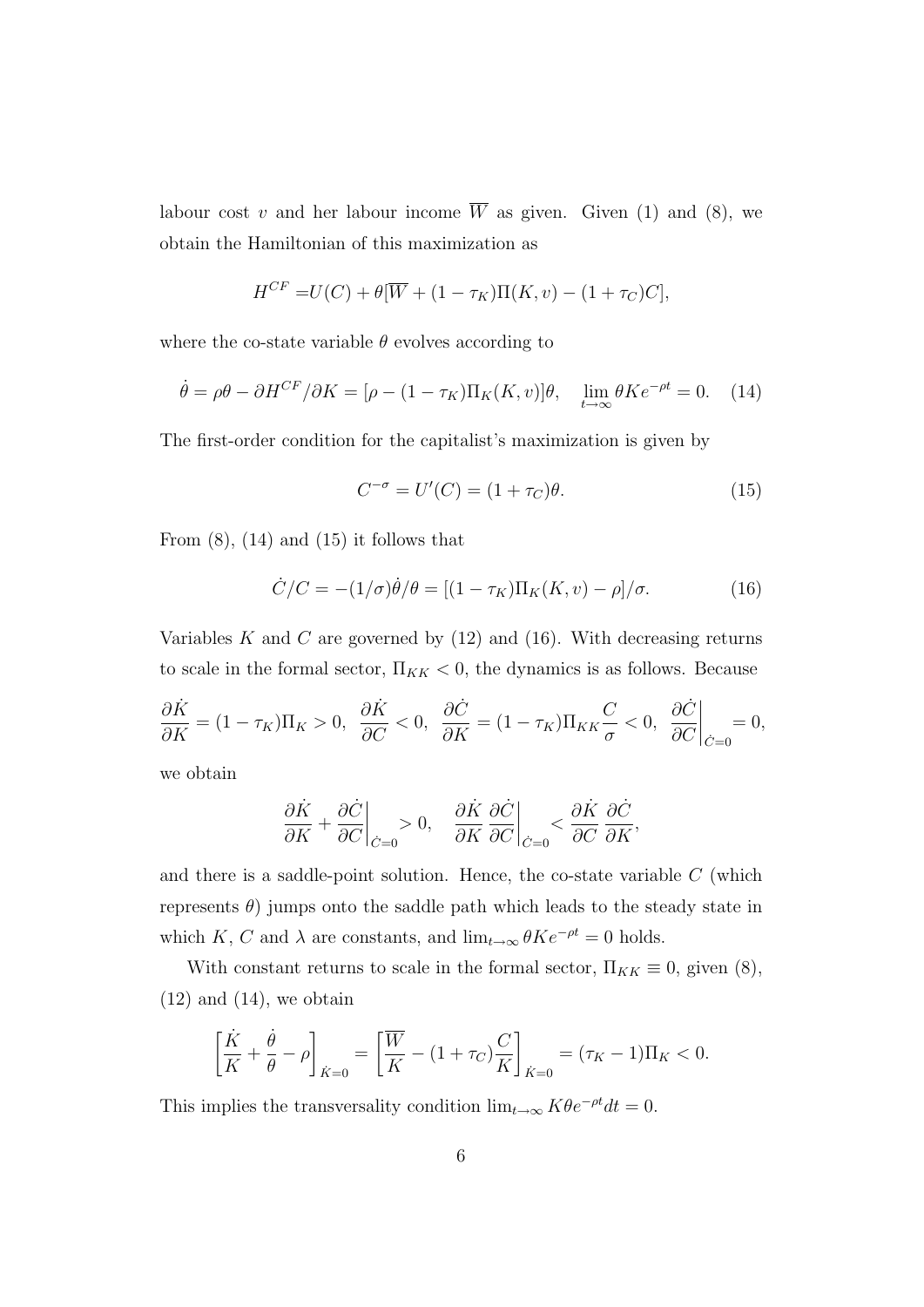labour cost $v$ and her labour income $\overline{W}$ as given. Given (1) and (8), we obtain the Hamiltonian of this maximization as

$$H^{CF} = U(C) + \theta[\overline{W} + (1-\tau_K)\Pi(K,v) - (1+\tau_C)C],$$

where the co-state variable $\theta$ evolves according to

$$\dot{\theta} = \rho\theta - \partial H^{CF}/\partial K = [\rho - (1-\tau_K)\Pi_K(K,v)]\theta, \quad \lim_{t\to\infty} \theta K e^{-\rho t} = 0. \quad (14)$$

The first-order condition for the capitalist's maximization is given by

$$C^{-\sigma} = U'(C) = (1+\tau_C)\theta. \quad (15)$$

From (8), (14) and (15) it follows that

$$\dot{C}/C = -(1/\sigma)\dot{\theta}/\theta = [(1-\tau_K)\Pi_K(K,v) - \rho]/\sigma. \quad (16)$$

Variables $K$ and $C$ are governed by (12) and (16). With decreasing returns to scale in the formal sector, $\Pi_{KK} < 0$, the dynamics is as follows. Because

$$\frac{\partial \dot{K}}{\partial K} = (1-\tau_K)\Pi_K > 0, \ \ \frac{\partial \dot{K}}{\partial C} < 0, \ \ \frac{\partial \dot{C}}{\partial K} = (1-\tau_K)\Pi_{KK}\frac{C}{\sigma} < 0, \ \ \frac{\partial \dot{C}}{\partial C}\bigg|_{\dot{C}=0} = 0,$$

we obtain

$$\frac{\partial \dot{K}}{\partial K} + \frac{\partial \dot{C}}{\partial C}\bigg|_{\dot{C}=0} > 0, \quad \frac{\partial \dot{K}}{\partial K}\frac{\partial \dot{C}}{\partial C}\bigg|_{\dot{C}=0} < \frac{\partial \dot{K}}{\partial C}\frac{\partial \dot{C}}{\partial K},$$

and there is a saddle-point solution. Hence, the co-state variable $C$ (which represents $\theta$) jumps onto the saddle path which leads to the steady state in which $K$, $C$ and $\lambda$ are constants, and $\lim_{t\to\infty} \theta K e^{-\rho t} = 0$ holds.

With constant returns to scale in the formal sector, $\Pi_{KK} \equiv 0$, given (8), (12) and (14), we obtain

$$\left[\frac{\dot{K}}{K} + \frac{\dot{\theta}}{\theta} - \rho\right]_{\dot{K}=0} = \left[\frac{\overline{W}}{K} - (1+\tau_C)\frac{C}{K}\right]_{\dot{K}=0} = (\tau_K - 1)\Pi_K < 0.$$

This implies the transversality condition $\lim_{t\to\infty} K\theta e^{-\rho t} dt = 0$.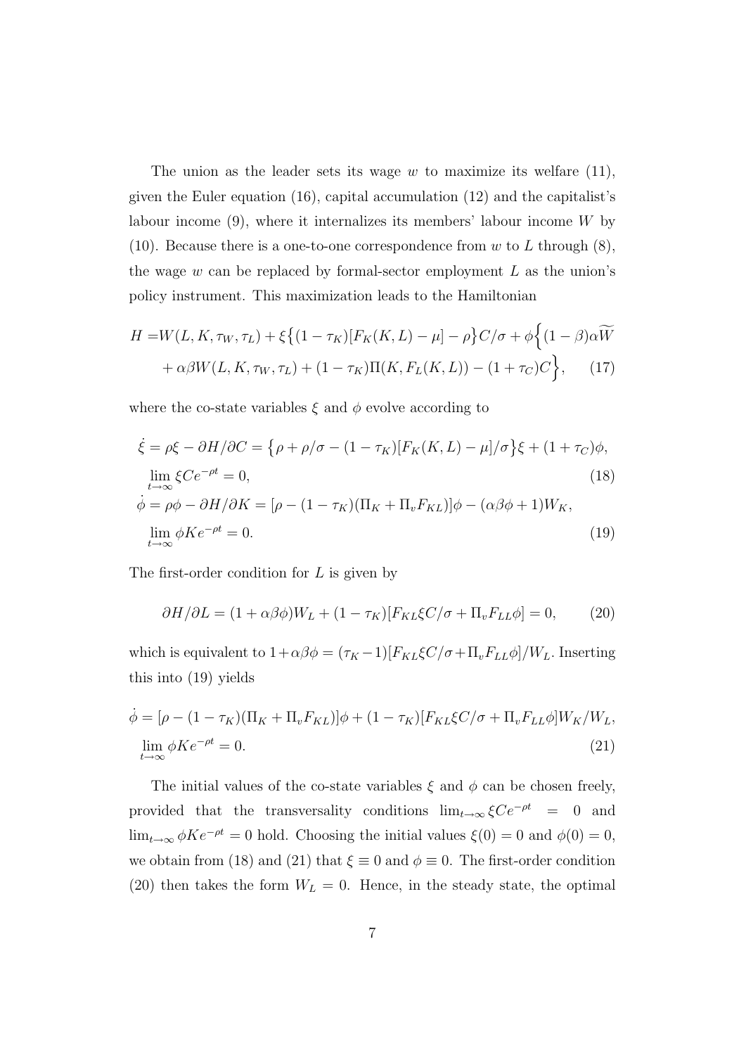The union as the leader sets its wage $w$ to maximize its welfare (11), given the Euler equation (16), capital accumulation (12) and the capitalist's labour income (9), where it internalizes its members' labour income $W$ by (10). Because there is a one-to-one correspondence from $w$ to $L$ through (8), the wage $w$ can be replaced by formal-sector employment $L$ as the union's policy instrument. This maximization leads to the Hamiltonian

$$
\begin{aligned}
H =& W(L, K, \tau_W, \tau_L) + \xi\big\{(1-\tau_K)[F_K(K,L)-\mu]-\rho\big\}C/\sigma + \phi\Big\{(1-\beta)\alpha\widetilde{W} \\
&+ \alpha\beta W(L,K,\tau_W,\tau_L) + (1-\tau_K)\Pi(K, F_L(K,L)) - (1+\tau_C)C\Big\}, \qquad (17)
\end{aligned}
$$

where the co-state variables $\xi$ and $\phi$ evolve according to

$$
\begin{aligned}
&\dot{\xi} = \rho\xi - \partial H/\partial C = \big\{\rho + \rho/\sigma - (1-\tau_K)[F_K(K,L)-\mu]/\sigma\big\}\xi + (1+\tau_C)\phi, \\
&\lim_{t\to\infty} \xi C e^{-\rho t} = 0, \qquad (18) \\
&\dot{\phi} = \rho\phi - \partial H/\partial K = [\rho - (1-\tau_K)(\Pi_K + \Pi_v F_{KL})]\phi - (\alpha\beta\phi + 1)W_K, \\
&\lim_{t\to\infty} \phi K e^{-\rho t} = 0. \qquad (19)
\end{aligned}
$$

The first-order condition for $L$ is given by

$$
\partial H/\partial L = (1+\alpha\beta\phi)W_L + (1-\tau_K)[F_{KL}\xi C/\sigma + \Pi_v F_{LL}\phi] = 0, \qquad (20)
$$

which is equivalent to $1+\alpha\beta\phi = (\tau_K - 1)[F_{KL}\xi C/\sigma + \Pi_v F_{LL}\phi]/W_L$. Inserting this into (19) yields

$$
\begin{aligned}
&\dot{\phi} = [\rho - (1-\tau_K)(\Pi_K + \Pi_v F_{KL})]\phi + (1-\tau_K)[F_{KL}\xi C/\sigma + \Pi_v F_{LL}\phi]W_K/W_L, \\
&\lim_{t\to\infty} \phi K e^{-\rho t} = 0. \qquad (21)
\end{aligned}
$$

The initial values of the co-state variables $\xi$ and $\phi$ can be chosen freely, provided that the transversality conditions $\lim_{t\to\infty} \xi C e^{-\rho t} = 0$ and $\lim_{t\to\infty} \phi K e^{-\rho t} = 0$ hold. Choosing the initial values $\xi(0) = 0$ and $\phi(0) = 0$, we obtain from (18) and (21) that $\xi \equiv 0$ and $\phi \equiv 0$. The first-order condition (20) then takes the form $W_L = 0$. Hence, in the steady state, the optimal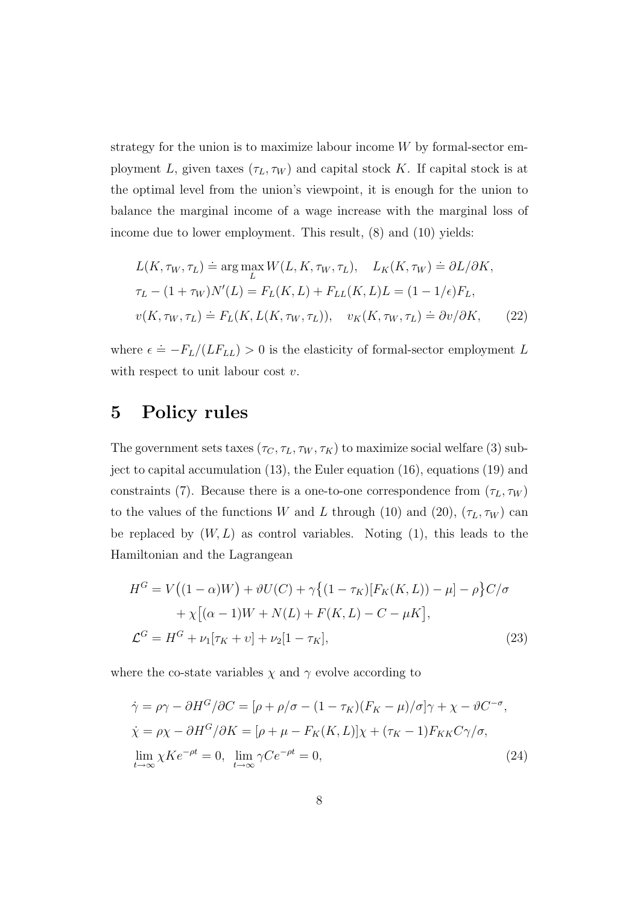strategy for the union is to maximize labour income $W$ by formal-sector employment $L$, given taxes $(\tau_L, \tau_W)$ and capital stock $K$. If capital stock is at the optimal level from the union's viewpoint, it is enough for the union to balance the marginal income of a wage increase with the marginal loss of income due to lower employment. This result, (8) and (10) yields:

$$
\begin{aligned}
&L(K, \tau_W, \tau_L) \doteq \arg\max_L W(L, K, \tau_W, \tau_L), \quad L_K(K, \tau_W) \doteq \partial L/\partial K, \\
&\tau_L - (1 + \tau_W)N'(L) = F_L(K, L) + F_{LL}(K, L)L = (1 - 1/\epsilon)F_L, \\
&v(K, \tau_W, \tau_L) \doteq F_L(K, L(K, \tau_W, \tau_L)), \quad v_K(K, \tau_W, \tau_L) \doteq \partial v/\partial K, \qquad (22)
\end{aligned}
$$

where $\epsilon \doteq -F_L/(LF_{LL}) > 0$ is the elasticity of formal-sector employment $L$ with respect to unit labour cost $v$.

# 5 Policy rules

The government sets taxes $(\tau_C, \tau_L, \tau_W, \tau_K)$ to maximize social welfare (3) subject to capital accumulation (13), the Euler equation (16), equations (19) and constraints (7). Because there is a one-to-one correspondence from $(\tau_L, \tau_W)$ to the values of the functions $W$ and $L$ through (10) and (20), $(\tau_L, \tau_W)$ can be replaced by $(W, L)$ as control variables. Noting (1), this leads to the Hamiltonian and the Lagrangean

$$
\begin{aligned}
H^G = {} & V\big((1-\alpha)W\big) + \vartheta U(C) + \gamma\big\{(1-\tau_K)[F_K(K, L)) - \mu] - \rho\big\}C/\sigma \\
& + \chi\big[(\alpha - 1)W + N(L) + F(K, L) - C - \mu K\big], \\
\mathcal{L}^G = {} & H^G + \nu_1[\tau_K + v] + \nu_2[1 - \tau_K], \qquad (23)
\end{aligned}
$$

where the co-state variables $\chi$ and $\gamma$ evolve according to

$$
\begin{aligned}
&\dot{\gamma} = \rho\gamma - \partial H^G/\partial C = [\rho + \rho/\sigma - (1-\tau_K)(F_K - \mu)/\sigma]\gamma + \chi - \vartheta C^{-\sigma}, \\
&\dot{\chi} = \rho\chi - \partial H^G/\partial K = [\rho + \mu - F_K(K, L)]\chi + (\tau_K - 1)F_{KK}C\gamma/\sigma, \\
&\lim_{t\to\infty} \chi K e^{-\rho t} = 0, \ \ \lim_{t\to\infty} \gamma C e^{-\rho t} = 0, \qquad (24)
\end{aligned}
$$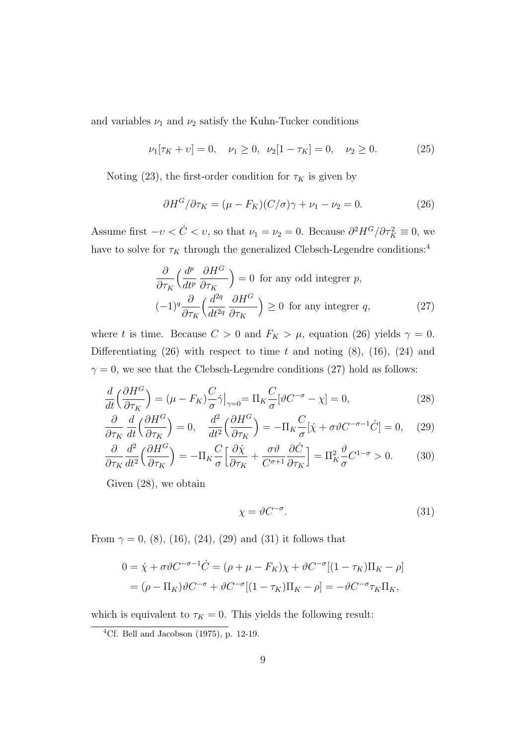and variables $\nu_1$ and $\nu_2$ satisfy the Kuhn-Tucker conditions

$$\nu_1[\tau_K + \upsilon] = 0, \quad \nu_1 \geq 0, \;\; \nu_2[1 - \tau_K] = 0, \quad \nu_2 \geq 0. \tag{25}$$

Noting (23), the first-order condition for $\tau_K$ is given by

$$\partial H^G/\partial \tau_K = (\mu - F_K)(C/\sigma)\gamma + \nu_1 - \nu_2 = 0. \tag{26}$$

Assume first $-\upsilon < \dot{C} < \upsilon$, so that $\nu_1 = \nu_2 = 0$. Because $\partial^2 H^G/\partial \tau_K^2 \equiv 0$, we have to solve for $\tau_K$ through the generalized Clebsch-Legendre conditions:[4]

$$\begin{aligned}
&\frac{\partial}{\partial \tau_K}\Big(\frac{d^p}{dt^p}\,\frac{\partial H^G}{\partial \tau_K}\Big) = 0 \text{ for any odd integrer } p, \\
&(-1)^q \frac{\partial}{\partial \tau_K}\Big(\frac{d^{2q}}{dt^{2q}}\,\frac{\partial H^G}{\partial \tau_K}\Big) \geq 0 \text{ for any integrer } q,
\end{aligned} \tag{27}$$

where $t$ is time. Because $C > 0$ and $F_K > \mu$, equation (26) yields $\gamma = 0$. Differentiating (26) with respect to time $t$ and noting (8), (16), (24) and $\gamma = 0$, we see that the Clebsch-Legendre conditions (27) hold as follows:

$$\frac{d}{dt}\Big(\frac{\partial H^G}{\partial \tau_K}\Big) = (\mu - F_K)\frac{C}{\sigma}\dot{\gamma}\Big|_{\gamma=0} = \Pi_K \frac{C}{\sigma}[\vartheta C^{-\sigma} - \chi] = 0, \tag{28}$$

$$\frac{\partial}{\partial \tau_K}\,\frac{d}{dt}\Big(\frac{\partial H^G}{\partial \tau_K}\Big) = 0, \quad \frac{d^2}{dt^2}\Big(\frac{\partial H^G}{\partial \tau_K}\Big) = -\Pi_K \frac{C}{\sigma}[\dot{\chi} + \sigma\vartheta C^{-\sigma-1}\dot{C}] = 0, \tag{29}$$

$$\frac{\partial}{\partial \tau_K}\frac{d^2}{dt^2}\Big(\frac{\partial H^G}{\partial \tau_K}\Big) = -\Pi_K \frac{C}{\sigma}\Big[\frac{\partial \dot{\chi}}{\partial \tau_K} + \frac{\sigma\vartheta}{C^{\sigma+1}}\frac{\partial \dot{C}}{\partial \tau_K}\Big] = \Pi_K^2 \frac{\vartheta}{\sigma} C^{1-\sigma} > 0. \tag{30}$$

Given (28), we obtain

$$\chi = \vartheta C^{-\sigma}. \tag{31}$$

From $\gamma = 0$, (8), (16), (24), (29) and (31) it follows that

$$\begin{aligned}
0 = \dot{\chi} + \sigma\vartheta C^{-\sigma-1}\dot{C} &= (\rho + \mu - F_K)\chi + \vartheta C^{-\sigma}[(1 - \tau_K)\Pi_K - \rho] \\
&= (\rho - \Pi_K)\vartheta C^{-\sigma} + \vartheta C^{-\sigma}[(1 - \tau_K)\Pi_K - \rho] = -\vartheta C^{-\sigma}\tau_K \Pi_K,
\end{aligned}$$

which is equivalent to $\tau_K = 0$. This yields the following result:

[4] Cf. Bell and Jacobson (1975), p. 12-19.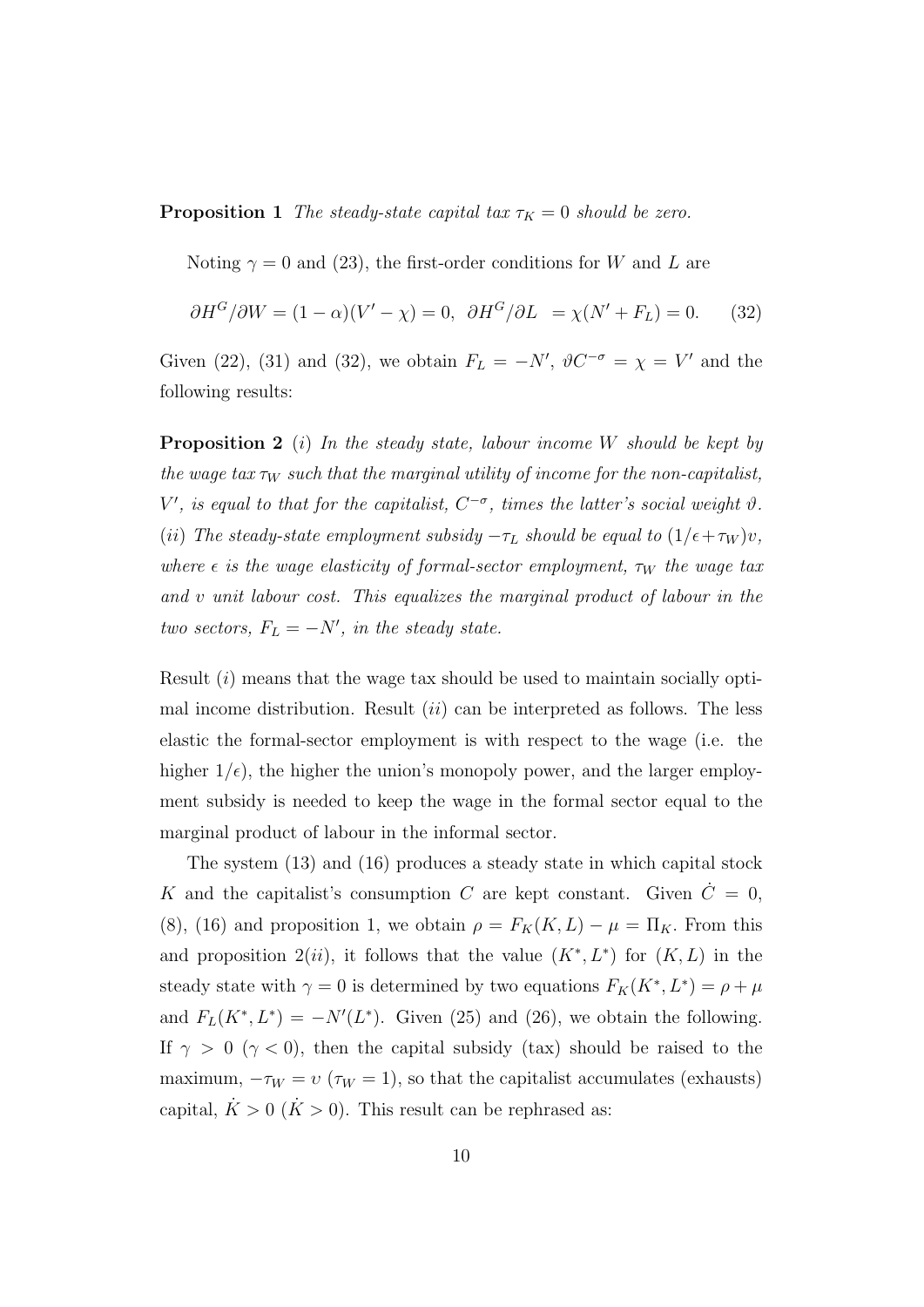**Proposition 1** *The steady-state capital tax $\tau_K = 0$ should be zero.*

Noting $\gamma = 0$ and (23), the first-order conditions for $W$ and $L$ are

$$\partial H^G/\partial W = (1-\alpha)(V' - \chi) = 0, \;\; \partial H^G/\partial L \;= \chi(N' + F_L) = 0. \qquad (32)$$

Given (22), (31) and (32), we obtain $F_L = -N'$, $\vartheta C^{-\sigma} = \chi = V'$ and the following results:

**Proposition 2** ($i$) *In the steady state, labour income $W$ should be kept by the wage tax $\tau_W$ such that the marginal utility of income for the non-capitalist, $V'$, is equal to that for the capitalist, $C^{-\sigma}$, times the latter's social weight $\vartheta$.* ($ii$) *The steady-state employment subsidy $-\tau_L$ should be equal to $(1/\epsilon + \tau_W)\upsilon$, where $\epsilon$ is the wage elasticity of formal-sector employment, $\tau_W$ the wage tax and $\upsilon$ unit labour cost. This equalizes the marginal product of labour in the two sectors, $F_L = -N'$, in the steady state.*

Result ($i$) means that the wage tax should be used to maintain socially optimal income distribution. Result ($ii$) can be interpreted as follows. The less elastic the formal-sector employment is with respect to the wage (i.e. the higher $1/\epsilon$), the higher the union's monopoly power, and the larger employment subsidy is needed to keep the wage in the formal sector equal to the marginal product of labour in the informal sector.

The system (13) and (16) produces a steady state in which capital stock $K$ and the capitalist's consumption $C$ are kept constant. Given $\dot{C} = 0$, (8), (16) and proposition 1, we obtain $\rho = F_K(K, L) - \mu = \Pi_K$. From this and proposition 2($ii$), it follows that the value $(K^*, L^*)$ for $(K, L)$ in the steady state with $\gamma = 0$ is determined by two equations $F_K(K^*, L^*) = \rho + \mu$ and $F_L(K^*, L^*) = -N'(L^*)$. Given (25) and (26), we obtain the following. If $\gamma > 0$ ($\gamma < 0$), then the capital subsidy (tax) should be raised to the maximum, $-\tau_W = \upsilon$ ($\tau_W = 1$), so that the capitalist accumulates (exhausts) capital, $\dot{K} > 0$ ($\dot{K} > 0$). This result can be rephrased as: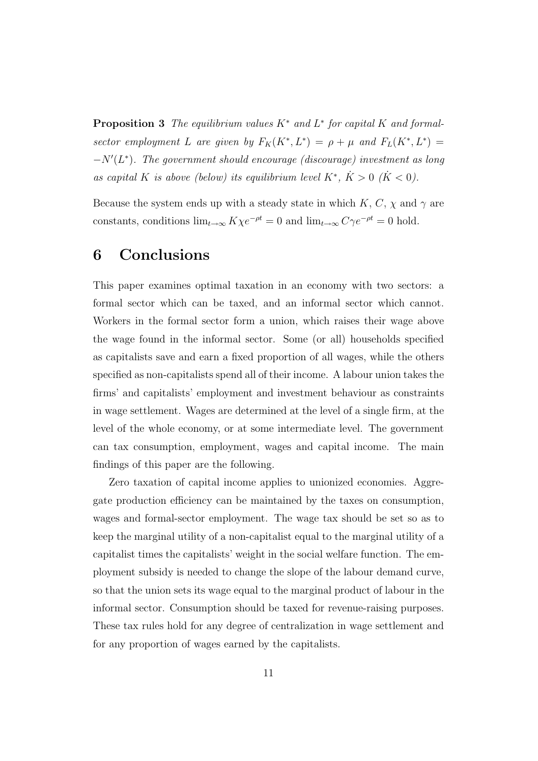**Proposition 3** *The equilibrium values $K^*$ and $L^*$ for capital $K$ and formal-sector employment $L$ are given by $F_K(K^*, L^*) = \rho + \mu$ and $F_L(K^*, L^*) = -N'(L^*)$. The government should encourage (discourage) investment as long as capital $K$ is above (below) its equilibrium level $K^*$, $\dot{K} > 0$ ($\dot{K} < 0$).*

Because the system ends up with a steady state in which $K$, $C$, $\chi$ and $\gamma$ are constants, conditions $\lim_{t\to\infty} K\chi e^{-\rho t} = 0$ and $\lim_{t\to\infty} C\gamma e^{-\rho t} = 0$ hold.

# 6 Conclusions

This paper examines optimal taxation in an economy with two sectors: a formal sector which can be taxed, and an informal sector which cannot. Workers in the formal sector form a union, which raises their wage above the wage found in the informal sector. Some (or all) households specified as capitalists save and earn a fixed proportion of all wages, while the others specified as non-capitalists spend all of their income. A labour union takes the firms' and capitalists' employment and investment behaviour as constraints in wage settlement. Wages are determined at the level of a single firm, at the level of the whole economy, or at some intermediate level. The government can tax consumption, employment, wages and capital income. The main findings of this paper are the following.

Zero taxation of capital income applies to unionized economies. Aggregate production efficiency can be maintained by the taxes on consumption, wages and formal-sector employment. The wage tax should be set so as to keep the marginal utility of a non-capitalist equal to the marginal utility of a capitalist times the capitalists' weight in the social welfare function. The employment subsidy is needed to change the slope of the labour demand curve, so that the union sets its wage equal to the marginal product of labour in the informal sector. Consumption should be taxed for revenue-raising purposes. These tax rules hold for any degree of centralization in wage settlement and for any proportion of wages earned by the capitalists.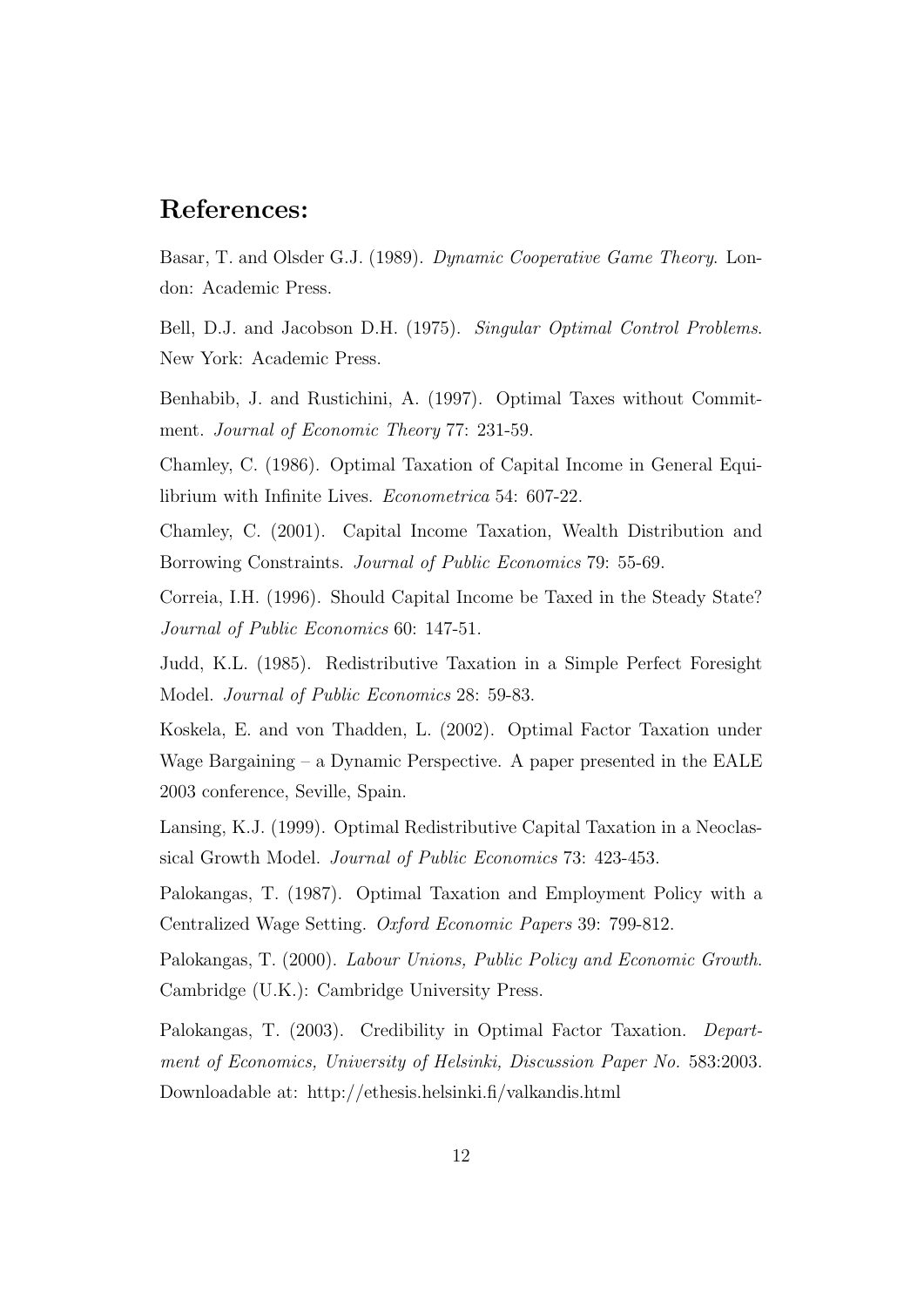## References:

Basar, T. and Olsder G.J. (1989). *Dynamic Cooperative Game Theory*. London: Academic Press.

Bell, D.J. and Jacobson D.H. (1975). *Singular Optimal Control Problems*. New York: Academic Press.

Benhabib, J. and Rustichini, A. (1997). Optimal Taxes without Commitment. *Journal of Economic Theory* 77: 231-59.

Chamley, C. (1986). Optimal Taxation of Capital Income in General Equilibrium with Infinite Lives. *Econometrica* 54: 607-22.

Chamley, C. (2001). Capital Income Taxation, Wealth Distribution and Borrowing Constraints. *Journal of Public Economics* 79: 55-69.

Correia, I.H. (1996). Should Capital Income be Taxed in the Steady State? *Journal of Public Economics* 60: 147-51.

Judd, K.L. (1985). Redistributive Taxation in a Simple Perfect Foresight Model. *Journal of Public Economics* 28: 59-83.

Koskela, E. and von Thadden, L. (2002). Optimal Factor Taxation under Wage Bargaining – a Dynamic Perspective. A paper presented in the EALE 2003 conference, Seville, Spain.

Lansing, K.J. (1999). Optimal Redistributive Capital Taxation in a Neoclassical Growth Model. *Journal of Public Economics* 73: 423-453.

Palokangas, T. (1987). Optimal Taxation and Employment Policy with a Centralized Wage Setting. *Oxford Economic Papers* 39: 799-812.

Palokangas, T. (2000). *Labour Unions, Public Policy and Economic Growth*. Cambridge (U.K.): Cambridge University Press.

Palokangas, T. (2003). Credibility in Optimal Factor Taxation. *Department of Economics, University of Helsinki, Discussion Paper No.* 583:2003. Downloadable at: http://ethesis.helsinki.fi/valkandis.html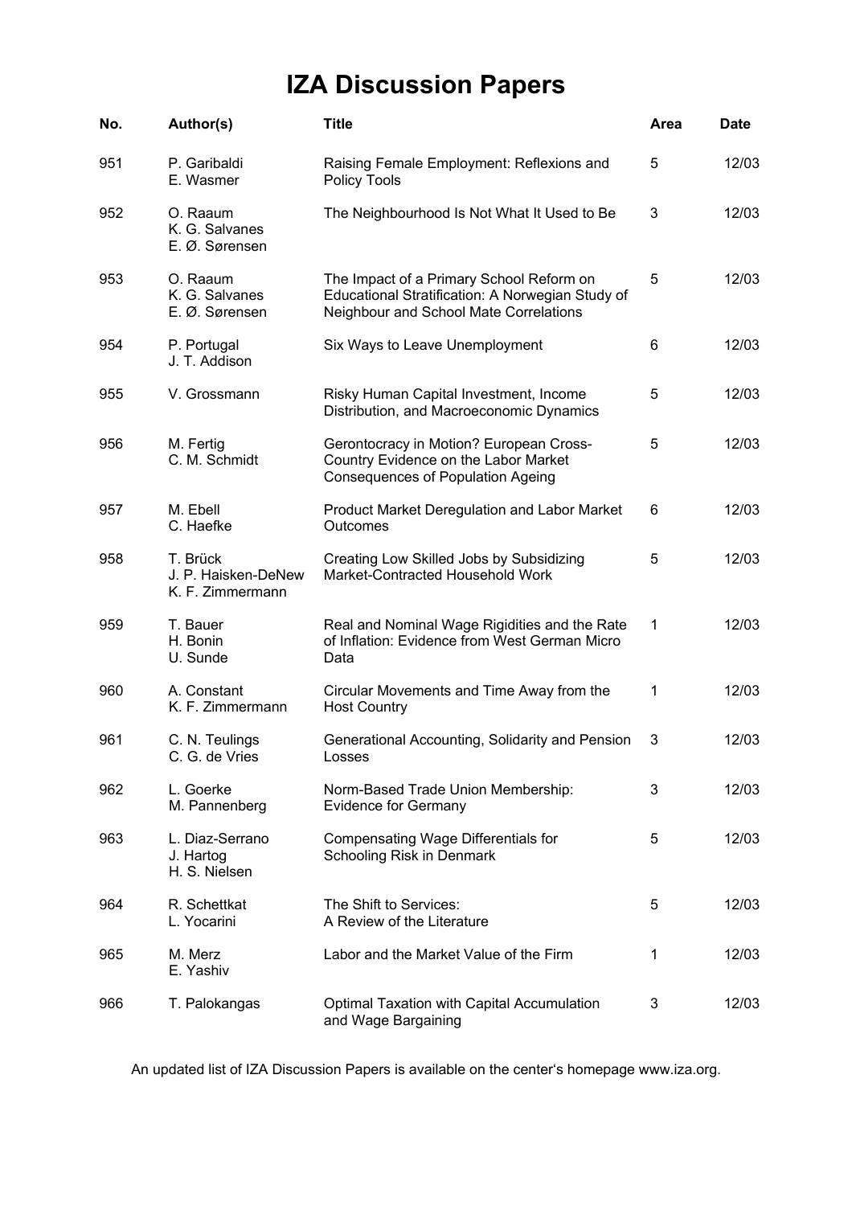# IZA Discussion Papers

| No. | Author(s) | Title | Area | Date |
|---|---|---|---|---|
| 951 | P. Garibaldi<br>E. Wasmer | Raising Female Employment: Reflexions and Policy Tools | 5 | 12/03 |
| 952 | O. Raaum<br>K. G. Salvanes<br>E. Ø. Sørensen | The Neighbourhood Is Not What It Used to Be | 3 | 12/03 |
| 953 | O. Raaum<br>K. G. Salvanes<br>E. Ø. Sørensen | The Impact of a Primary School Reform on Educational Stratification: A Norwegian Study of Neighbour and School Mate Correlations | 5 | 12/03 |
| 954 | P. Portugal<br>J. T. Addison | Six Ways to Leave Unemployment | 6 | 12/03 |
| 955 | V. Grossmann | Risky Human Capital Investment, Income Distribution, and Macroeconomic Dynamics | 5 | 12/03 |
| 956 | M. Fertig<br>C. M. Schmidt | Gerontocracy in Motion? European Cross-Country Evidence on the Labor Market Consequences of Population Ageing | 5 | 12/03 |
| 957 | M. Ebell<br>C. Haefke | Product Market Deregulation and Labor Market Outcomes | 6 | 12/03 |
| 958 | T. Brück<br>J. P. Haisken-DeNew<br>K. F. Zimmermann | Creating Low Skilled Jobs by Subsidizing Market-Contracted Household Work | 5 | 12/03 |
| 959 | T. Bauer<br>H. Bonin<br>U. Sunde | Real and Nominal Wage Rigidities and the Rate of Inflation: Evidence from West German Micro Data | 1 | 12/03 |
| 960 | A. Constant<br>K. F. Zimmermann | Circular Movements and Time Away from the Host Country | 1 | 12/03 |
| 961 | C. N. Teulings<br>C. G. de Vries | Generational Accounting, Solidarity and Pension Losses | 3 | 12/03 |
| 962 | L. Goerke<br>M. Pannenberg | Norm-Based Trade Union Membership: Evidence for Germany | 3 | 12/03 |
| 963 | L. Diaz-Serrano<br>J. Hartog<br>H. S. Nielsen | Compensating Wage Differentials for Schooling Risk in Denmark | 5 | 12/03 |
| 964 | R. Schettkat<br>L. Yocarini | The Shift to Services: A Review of the Literature | 5 | 12/03 |
| 965 | M. Merz<br>E. Yashiv | Labor and the Market Value of the Firm | 1 | 12/03 |
| 966 | T. Palokangas | Optimal Taxation with Capital Accumulation and Wage Bargaining | 3 | 12/03 |

An updated list of IZA Discussion Papers is available on the center's homepage www.iza.org.